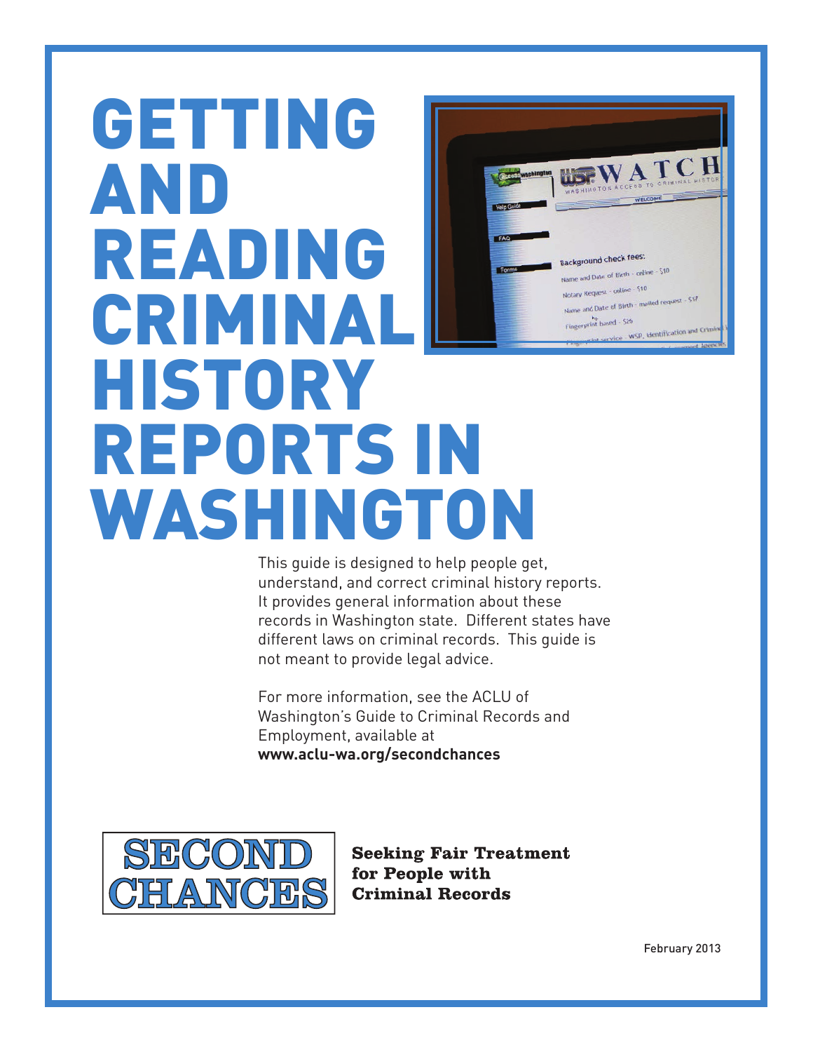# GETTING AND READING CRIMINAL HISTORY REPORTS IN WASHINGTON

This guide is designed to help people get, understand, and correct criminal history reports. It provides general information about these records in Washington state. Different states have different laws on criminal records. This guide is not meant to provide legal advice.

For more information, see the ACLU of Washington's Guide to Criminal Records and Employment, available at **www.aclu-wa.org/secondchances**

SECOND CHANCES

**Seeking Fair Treatment for People with Criminal Records**

February 2013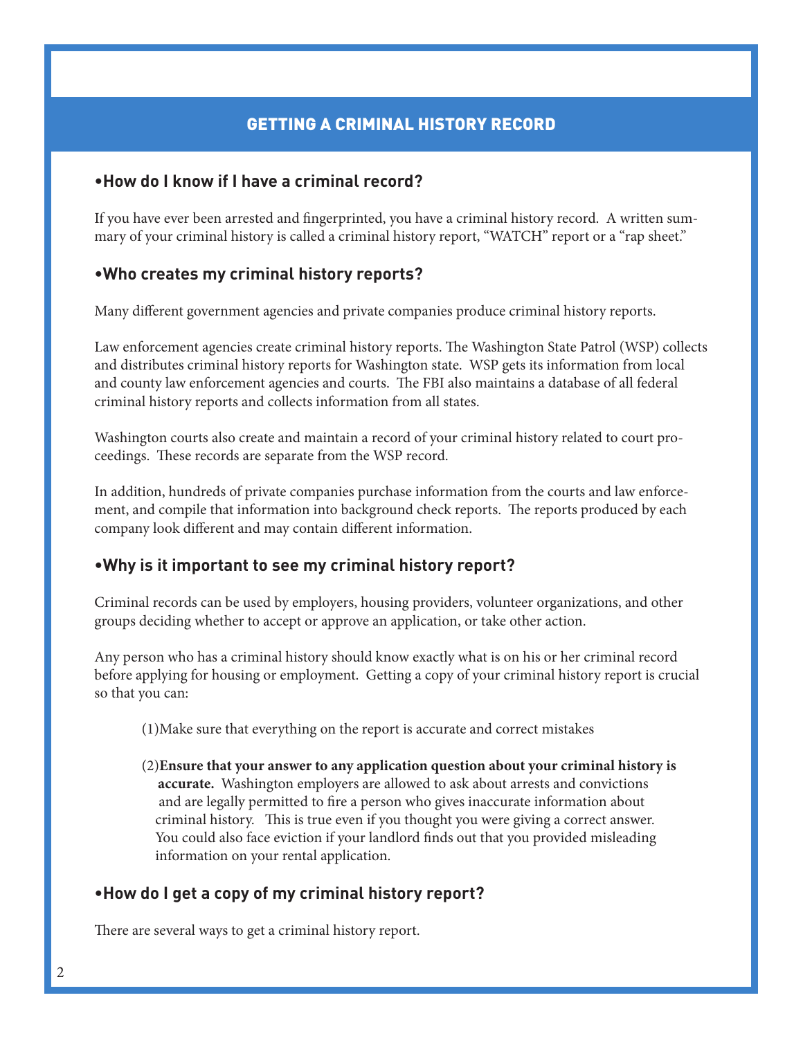## GETTING A CRIMINAL HISTORY RECORD

### •How do I know if I have a criminal record?

If you have ever been arrested and fingerprinted, you have a criminal history record. A written summary of your criminal history is called a criminal history report, "WATCH" report or a "rap sheet."

### •Who creates my criminal history reports?

Many different government agencies and private companies produce criminal history reports.

Law enforcement agencies create criminal history reports. The Washington State Patrol (WSP) collects and distributes criminal history reports for Washington state. WSP gets its information from local and county law enforcement agencies and courts. The FBI also maintains a database of all federal criminal history reports and collects information from all states.

Washington courts also create and maintain a record of your criminal history related to court proceedings. These records are separate from the WSP record.

In addition, hundreds of private companies purchase information from the courts and law enforcement, and compile that information into background check reports. The reports produced by each company look different and may contain different information.

### •Why is it important to see my criminal history report?

Criminal records can be used by employers, housing providers, volunteer organizations, and other groups deciding whether to accept or approve an application, or take other action.

Any person who has a criminal history should know exactly what is on his or her criminal record before applying for housing or employment. Getting a copy of your criminal history report is crucial so that you can:

(1)Make sure that everything on the report is accurate and correct mistakes

(2)**Ensure that your answer to any application question about your criminal history is accurate.** Washington employers are allowed to ask about arrests and convictions and are legally permitted to fire a person who gives inaccurate information about criminal history. This is true even if you thought you were giving a correct answer. You could also face eviction if your landlord finds out that you provided misleading information on your rental application.

### •How do I get a copy of my criminal history report?

There are several ways to get a criminal history report.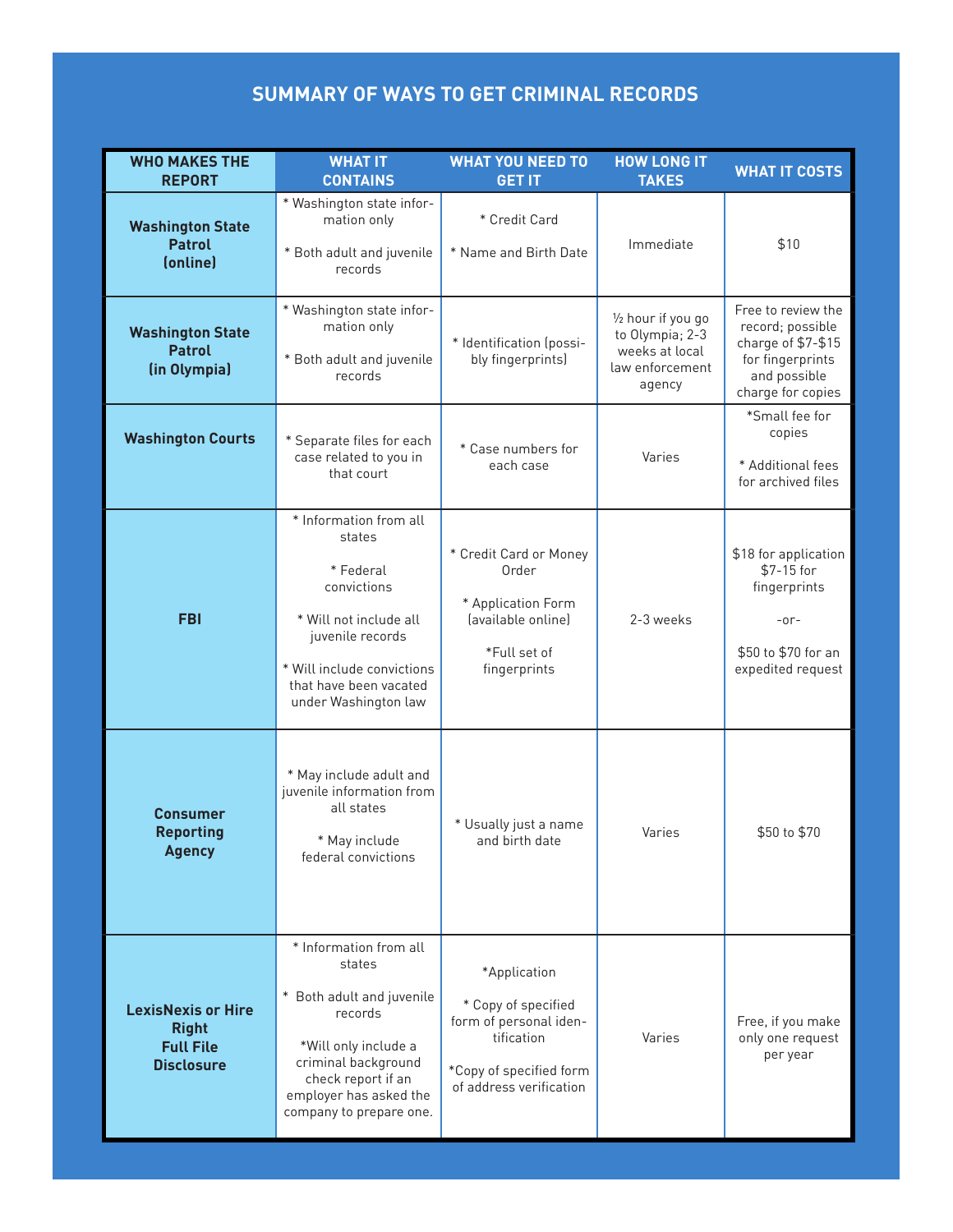## SUMMARY OF WAYS TO GET CRIMINAL RECORDS

| WHO MAKES THE REPORT | WHAT IT CONTAINS | WHAT YOU NEED TO GET IT | HOW LONG IT TAKES | WHAT IT COSTS |
|---|---|---|---|---|
| **Washington State Patrol (online)** | * Washington state information only<br>* Both adult and juvenile records | * Credit Card<br>* Name and Birth Date | Immediate | $10 |
| **Washington State Patrol (in Olympia)** | * Washington state information only<br>* Both adult and juvenile records | * Identification (possibly fingerprints) | ½ hour if you go to Olympia; 2-3 weeks at local law enforcement agency | Free to review the record; possible charge of $7-$15 for fingerprints and possible charge for copies |
| **Washington Courts** | * Separate files for each case related to you in that court | * Case numbers for each case | Varies | *Small fee for copies<br>* Additional fees for archived files |
| **FBI** | * Information from all states<br>* Federal convictions<br>* Will not include all juvenile records<br>* Will include convictions that have been vacated under Washington law | * Credit Card or Money Order<br>* Application Form (available online)<br>*Full set of fingerprints | 2-3 weeks | $18 for application<br>$7-15 for fingerprints<br>-or-<br>$50 to $70 for an expedited request |
| **Consumer Reporting Agency** | * May include adult and juvenile information from all states<br>* May include federal convictions | * Usually just a name and birth date | Varies | $50 to $70 |
| **LexisNexis or Hire Right Full File Disclosure** | * Information from all states<br>* Both adult and juvenile records<br>*Will only include a criminal background check report if an employer has asked the company to prepare one. | *Application<br>* Copy of specified form of personal identification<br>*Copy of specified form of address verification | Varies | Free, if you make only one request per year |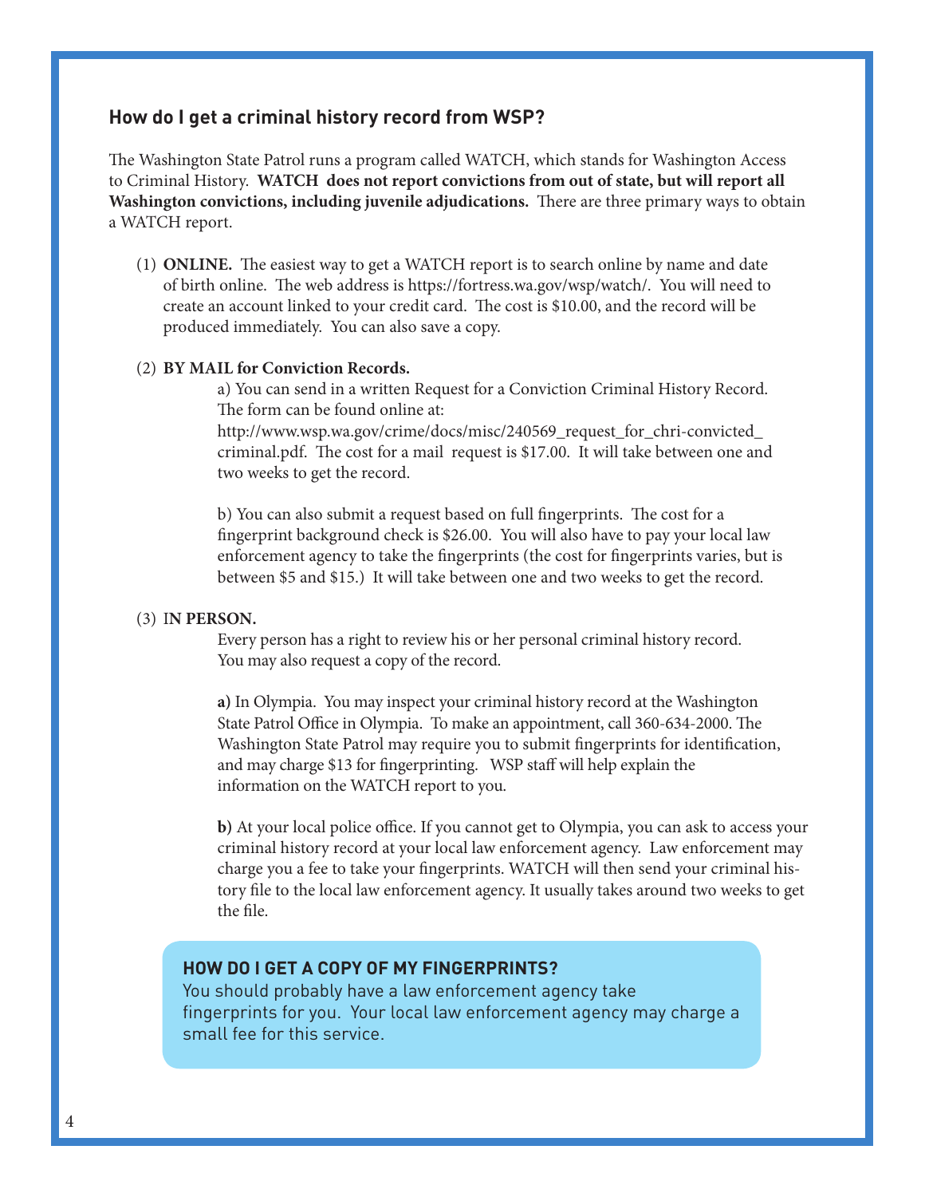## How do I get a criminal history record from WSP?

The Washington State Patrol runs a program called WATCH, which stands for Washington Access to Criminal History. **WATCH does not report convictions from out of state, but will report all Washington convictions, including juvenile adjudications.** There are three primary ways to obtain a WATCH report.

(1) **ONLINE.** The easiest way to get a WATCH report is to search online by name and date of birth online. The web address is https://fortress.wa.gov/wsp/watch/. You will need to create an account linked to your credit card. The cost is $10.00, and the record will be produced immediately. You can also save a copy.

(2) **BY MAIL for Conviction Records.**

a) You can send in a written Request for a Conviction Criminal History Record. The form can be found online at: http://www.wsp.wa.gov/crime/docs/misc/240569_request_for_chri-convicted_criminal.pdf. The cost for a mail request is $17.00. It will take between one and two weeks to get the record.

b) You can also submit a request based on full fingerprints. The cost for a fingerprint background check is $26.00. You will also have to pay your local law enforcement agency to take the fingerprints (the cost for fingerprints varies, but is between $5 and $15.) It will take between one and two weeks to get the record.

(3) **IN PERSON.**

Every person has a right to review his or her personal criminal history record. You may also request a copy of the record.

**a)** In Olympia. You may inspect your criminal history record at the Washington State Patrol Office in Olympia. To make an appointment, call 360-634-2000. The Washington State Patrol may require you to submit fingerprints for identification, and may charge $13 for fingerprinting. WSP staff will help explain the information on the WATCH report to you.

**b)** At your local police office. If you cannot get to Olympia, you can ask to access your criminal history record at your local law enforcement agency. Law enforcement may charge you a fee to take your fingerprints. WATCH will then send your criminal history file to the local law enforcement agency. It usually takes around two weeks to get the file.

### HOW DO I GET A COPY OF MY FINGERPRINTS?

You should probably have a law enforcement agency take fingerprints for you. Your local law enforcement agency may charge a small fee for this service.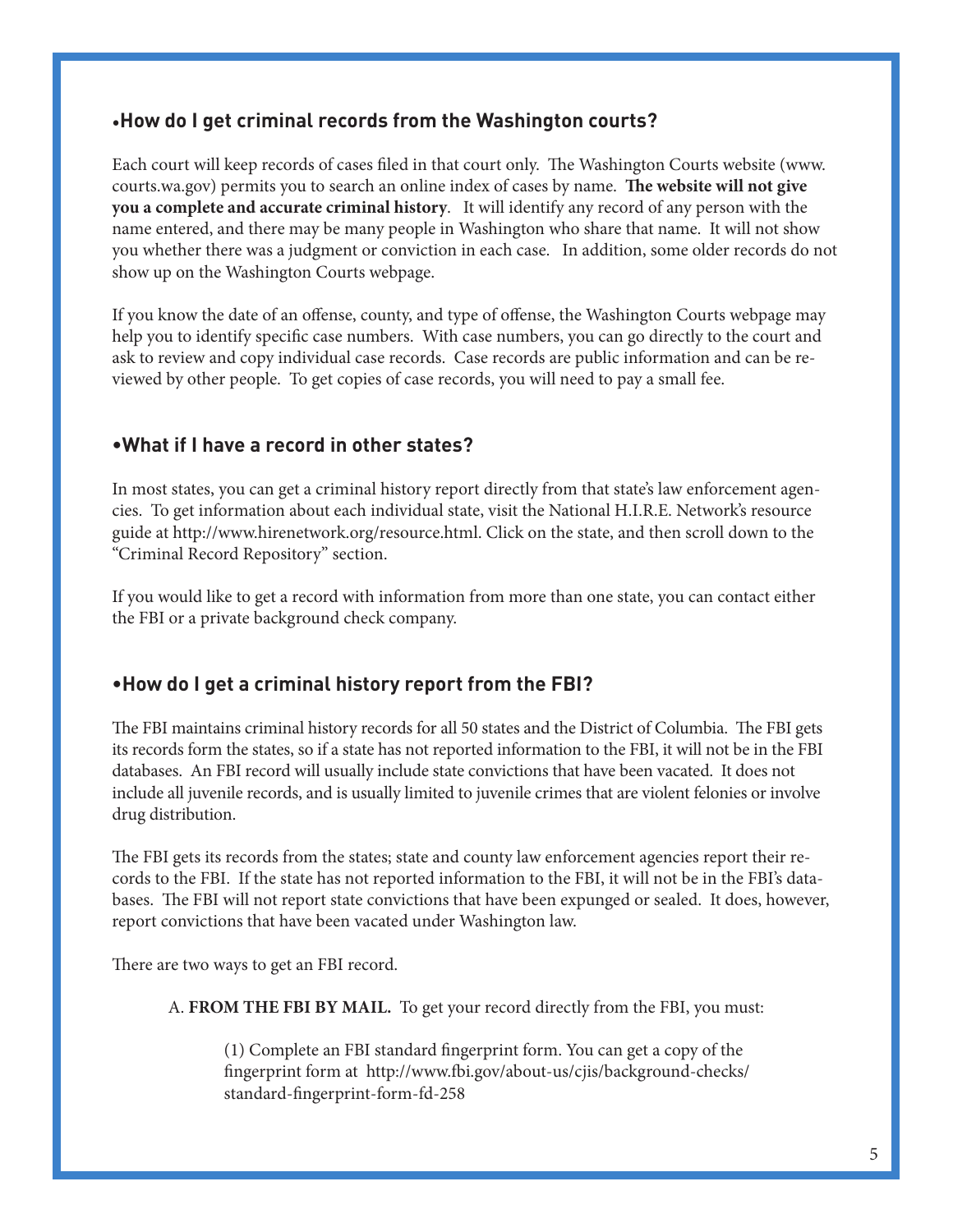## •How do I get criminal records from the Washington courts?

Each court will keep records of cases filed in that court only. The Washington Courts website (www.courts.wa.gov) permits you to search an online index of cases by name. **The website will not give you a complete and accurate criminal history**. It will identify any record of any person with the name entered, and there may be many people in Washington who share that name. It will not show you whether there was a judgment or conviction in each case. In addition, some older records do not show up on the Washington Courts webpage.

If you know the date of an offense, county, and type of offense, the Washington Courts webpage may help you to identify specific case numbers. With case numbers, you can go directly to the court and ask to review and copy individual case records. Case records are public information and can be reviewed by other people. To get copies of case records, you will need to pay a small fee.

## •What if I have a record in other states?

In most states, you can get a criminal history report directly from that state's law enforcement agencies. To get information about each individual state, visit the National H.I.R.E. Network's resource guide at http://www.hirenetwork.org/resource.html. Click on the state, and then scroll down to the "Criminal Record Repository" section.

If you would like to get a record with information from more than one state, you can contact either the FBI or a private background check company.

## •How do I get a criminal history report from the FBI?

The FBI maintains criminal history records for all 50 states and the District of Columbia. The FBI gets its records form the states, so if a state has not reported information to the FBI, it will not be in the FBI databases. An FBI record will usually include state convictions that have been vacated. It does not include all juvenile records, and is usually limited to juvenile crimes that are violent felonies or involve drug distribution.

The FBI gets its records from the states; state and county law enforcement agencies report their records to the FBI. If the state has not reported information to the FBI, it will not be in the FBI's databases. The FBI will not report state convictions that have been expunged or sealed. It does, however, report convictions that have been vacated under Washington law.

There are two ways to get an FBI record.

A. **FROM THE FBI BY MAIL.** To get your record directly from the FBI, you must:

(1) Complete an FBI standard fingerprint form. You can get a copy of the fingerprint form at http://www.fbi.gov/about-us/cjis/background-checks/standard-fingerprint-form-fd-258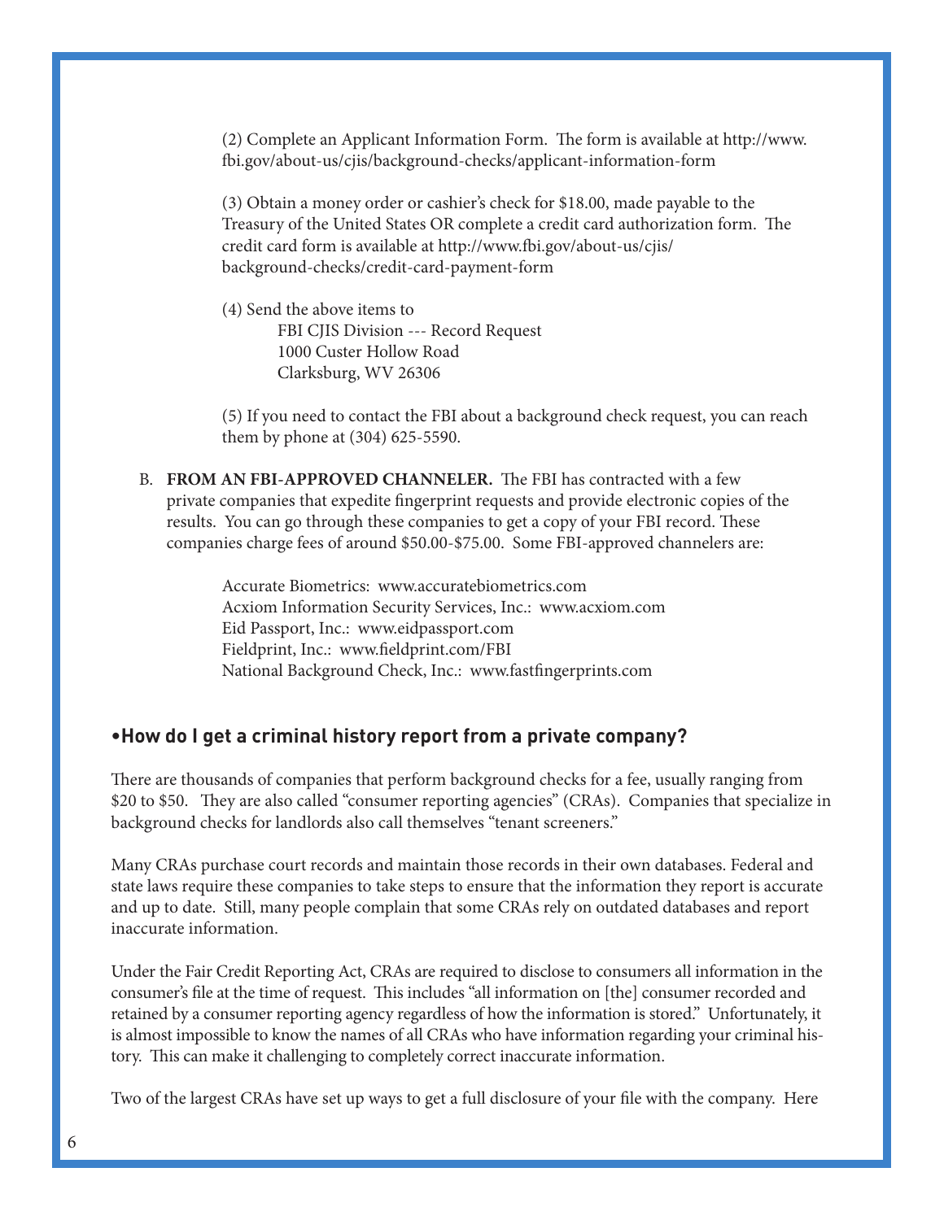(2) Complete an Applicant Information Form. The form is available at http://www.fbi.gov/about-us/cjis/background-checks/applicant-information-form

(3) Obtain a money order or cashier's check for $18.00, made payable to the Treasury of the United States OR complete a credit card authorization form. The credit card form is available at http://www.fbi.gov/about-us/cjis/background-checks/credit-card-payment-form

(4) Send the above items to

FBI CJIS Division --- Record Request
1000 Custer Hollow Road
Clarksburg, WV 26306

(5) If you need to contact the FBI about a background check request, you can reach them by phone at (304) 625-5590.

B. **FROM AN FBI-APPROVED CHANNELER.** The FBI has contracted with a few private companies that expedite fingerprint requests and provide electronic copies of the results. You can go through these companies to get a copy of your FBI record. These companies charge fees of around $50.00-$75.00. Some FBI-approved channelers are:

Accurate Biometrics: www.accuratebiometrics.com
Acxiom Information Security Services, Inc.: www.acxiom.com
Eid Passport, Inc.: www.eidpassport.com
Fieldprint, Inc.: www.fieldprint.com/FBI
National Background Check, Inc.: www.fastfingerprints.com

## •How do I get a criminal history report from a private company?

There are thousands of companies that perform background checks for a fee, usually ranging from $20 to $50. They are also called "consumer reporting agencies" (CRAs). Companies that specialize in background checks for landlords also call themselves "tenant screeners."

Many CRAs purchase court records and maintain those records in their own databases. Federal and state laws require these companies to take steps to ensure that the information they report is accurate and up to date. Still, many people complain that some CRAs rely on outdated databases and report inaccurate information.

Under the Fair Credit Reporting Act, CRAs are required to disclose to consumers all information in the consumer's file at the time of request. This includes "all information on [the] consumer recorded and retained by a consumer reporting agency regardless of how the information is stored." Unfortunately, it is almost impossible to know the names of all CRAs who have information regarding your criminal history. This can make it challenging to completely correct inaccurate information.

Two of the largest CRAs have set up ways to get a full disclosure of your file with the company. Here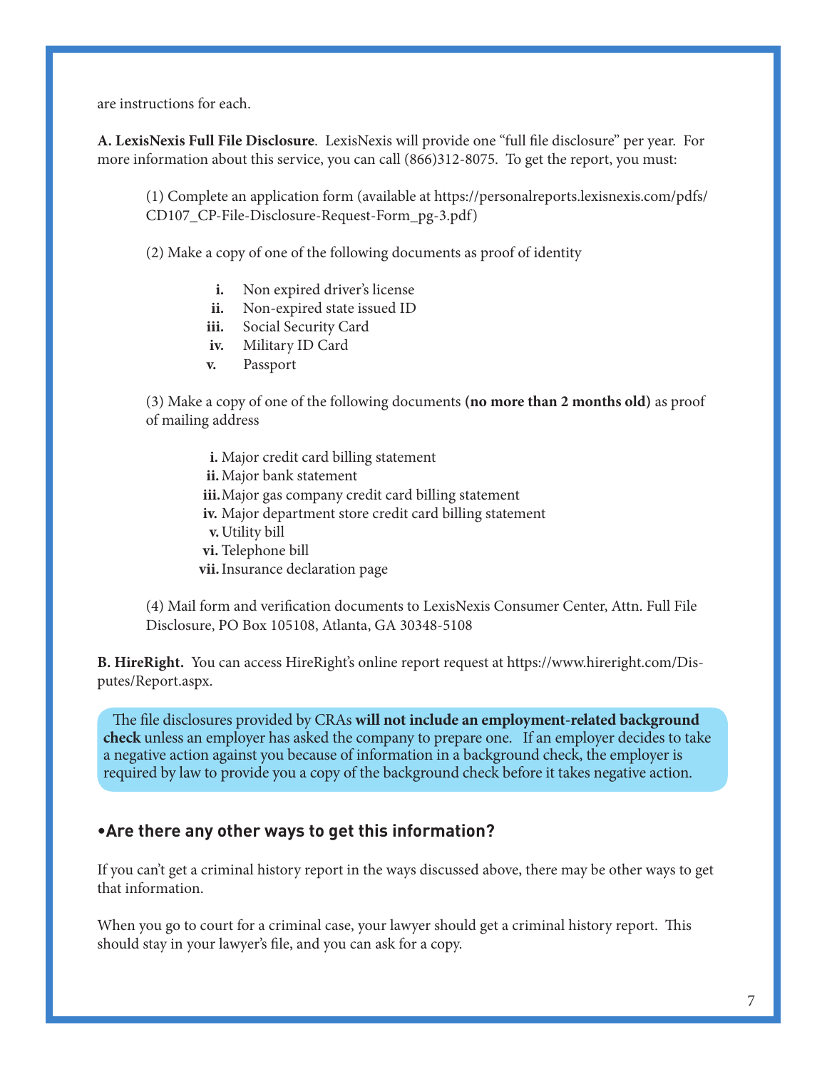are instructions for each.

**A. LexisNexis Full File Disclosure**. LexisNexis will provide one "full file disclosure" per year. For more information about this service, you can call (866)312-8075. To get the report, you must:

(1) Complete an application form (available at https://personalreports.lexisnexis.com/pdfs/CD107_CP-File-Disclosure-Request-Form_pg-3.pdf)

(2) Make a copy of one of the following documents as proof of identity

- **i.** Non expired driver's license
- **ii.** Non-expired state issued ID
- **iii.** Social Security Card
- **iv.** Military ID Card
- **v.** Passport

(3) Make a copy of one of the following documents **(no more than 2 months old)** as proof of mailing address

- **i.** Major credit card billing statement
- **ii.** Major bank statement
- **iii.** Major gas company credit card billing statement
- **iv.** Major department store credit card billing statement
- **v.** Utility bill
- **vi.** Telephone bill
- **vii.** Insurance declaration page

(4) Mail form and verification documents to LexisNexis Consumer Center, Attn. Full File Disclosure, PO Box 105108, Atlanta, GA 30348-5108

**B. HireRight.** You can access HireRight's online report request at https://www.hireright.com/Disputes/Report.aspx.

The file disclosures provided by CRAs **will not include an employment-related background check** unless an employer has asked the company to prepare one. If an employer decides to take a negative action against you because of information in a background check, the employer is required by law to provide you a copy of the background check before it takes negative action.

## •Are there any other ways to get this information?

If you can't get a criminal history report in the ways discussed above, there may be other ways to get that information.

When you go to court for a criminal case, your lawyer should get a criminal history report. This should stay in your lawyer's file, and you can ask for a copy.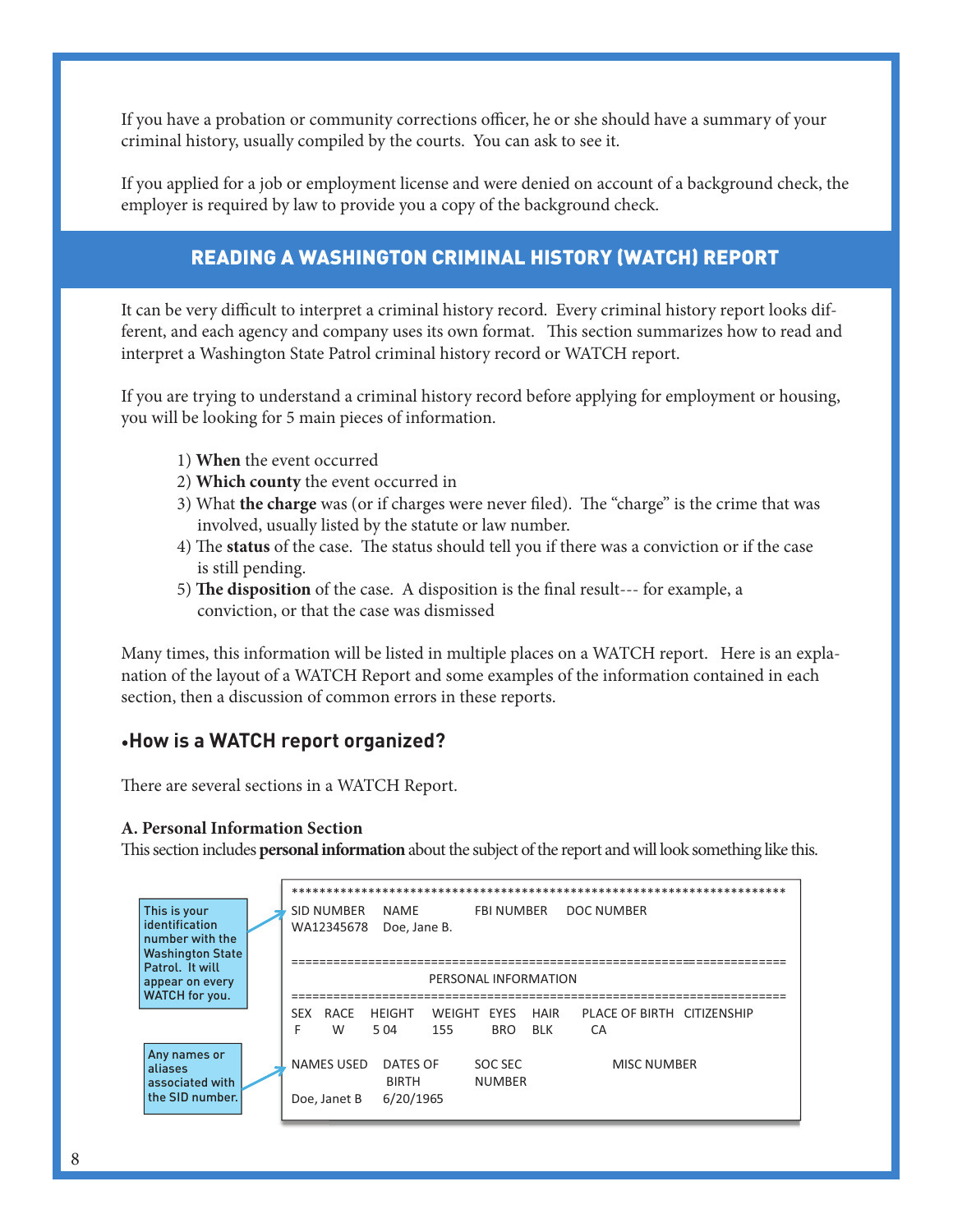If you have a probation or community corrections officer, he or she should have a summary of your criminal history, usually compiled by the courts. You can ask to see it.

If you applied for a job or employment license and were denied on account of a background check, the employer is required by law to provide you a copy of the background check.

## READING A WASHINGTON CRIMINAL HISTORY (WATCH) REPORT

It can be very difficult to interpret a criminal history record. Every criminal history report looks different, and each agency and company uses its own format. This section summarizes how to read and interpret a Washington State Patrol criminal history record or WATCH report.

If you are trying to understand a criminal history record before applying for employment or housing, you will be looking for 5 main pieces of information.

1) **When** the event occurred
2) **Which county** the event occurred in
3) What **the charge** was (or if charges were never filed). The "charge" is the crime that was involved, usually listed by the statute or law number.
4) The **status** of the case. The status should tell you if there was a conviction or if the case is still pending.
5) **The disposition** of the case. A disposition is the final result--- for example, a conviction, or that the case was dismissed

Many times, this information will be listed in multiple places on a WATCH report. Here is an explanation of the layout of a WATCH Report and some examples of the information contained in each section, then a discussion of common errors in these reports.

### •How is a WATCH report organized?

There are several sections in a WATCH Report.

**A. Personal Information Section**

This section includes **personal information** about the subject of the report and will look something like this.

```
**********************************************************************
SID NUMBER   NAME          FBI NUMBER    DOC NUMBER
WA12345678   Doe, Jane B.

======================================================================
                        PERSONAL INFORMATION
======================================================================
SEX   RACE   HEIGHT   WEIGHT   EYES   HAIR   PLACE OF BIRTH   CITIZENSHIP
 F     W      5 04     155      BRO    BLK       CA

NAMES USED     DATES OF       SOC SEC             MISC NUMBER
                BIRTH          NUMBER
Doe, Janet B    6/20/1965
```

This is your identification number with the Washington State Patrol. It will appear on every WATCH for you.

Any names or aliases associated with the SID number.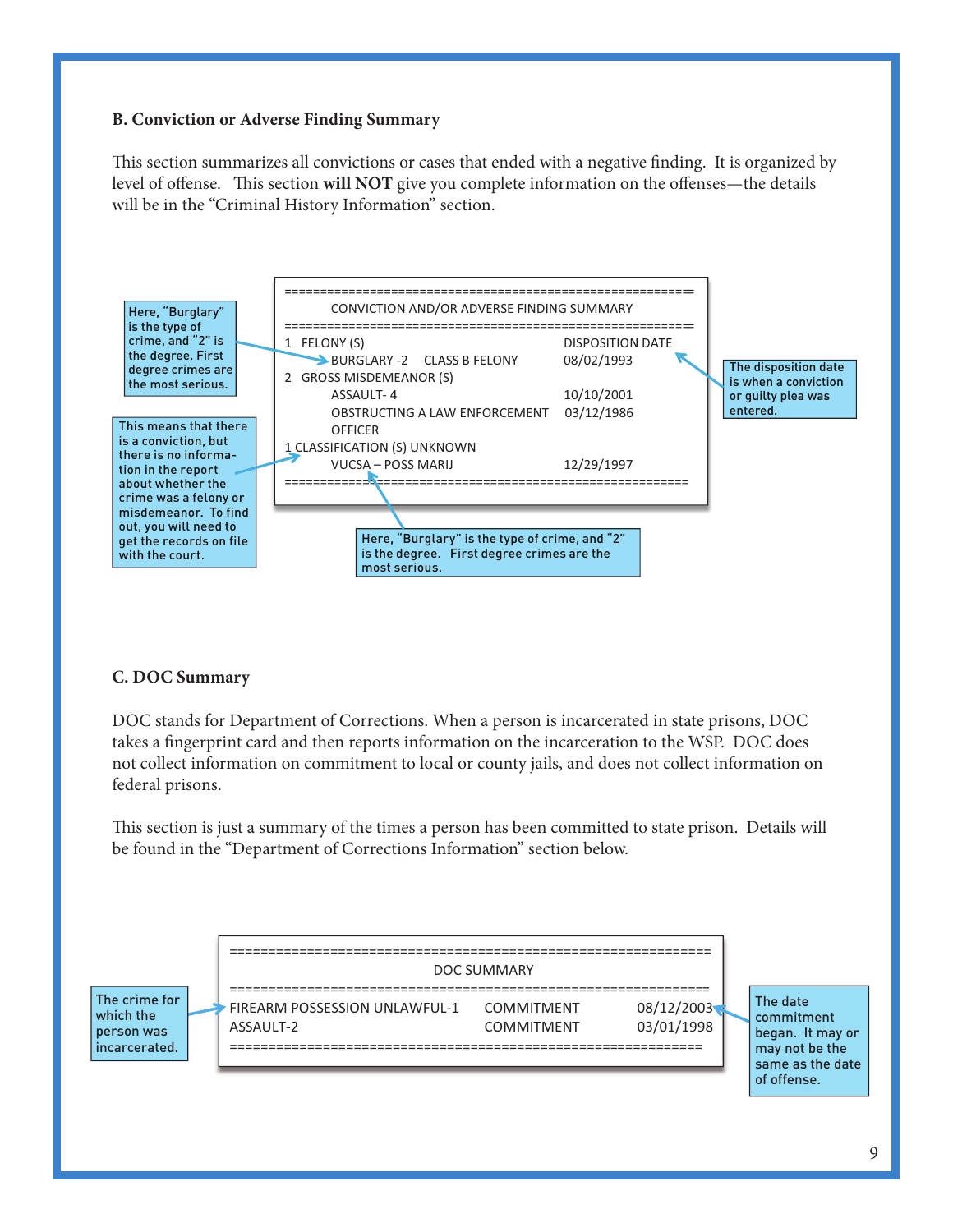**B. Conviction or Adverse Finding Summary**

This section summarizes all convictions or cases that ended with a negative finding. It is organized by level of offense. This section **will NOT** give you complete information on the offenses—the details will be in the "Criminal History Information" section.

Here, "Burglary" is the type of crime, and "2" is the degree. First degree crimes are the most serious.

This means that there is a conviction, but there is no information in the report about whether the crime was a felony or misdemeanor. To find out, you will need to get the records on file with the court.

```
=========================================================
     CONVICTION AND/OR ADVERSE FINDING SUMMARY
=========================================================
1  FELONY (S)                                  DISPOSITION DATE
      BURGLARY -2     CLASS B FELONY           08/02/1993
2  GROSS MISDEMEANOR (S)
      ASSAULT- 4                               10/10/2001
      OBSTRUCTING A LAW ENFORCEMENT            03/12/1986
      OFFICER
1 CLASSIFICATION (S) UNKNOWN
      VUCSA – POSS MARIJ                       12/29/1997
=========================================================
```

The disposition date is when a conviction or guilty plea was entered.

Here, "Burglary" is the type of crime, and "2" is the degree. First degree crimes are the most serious.

**C. DOC Summary**

DOC stands for Department of Corrections. When a person is incarcerated in state prisons, DOC takes a fingerprint card and then reports information on the incarceration to the WSP. DOC does not collect information on commitment to local or county jails, and does not collect information on federal prisons.

This section is just a summary of the times a person has been committed to state prison. Details will be found in the "Department of Corrections Information" section below.

The crime for which the person was incarcerated.

```
==============================================================
                         DOC SUMMARY
==============================================================
FIREARM POSSESSION UNLAWFUL-1    COMMITMENT       08/12/2003
ASSAULT-2                        COMMITMENT       03/01/1998
==============================================================
```

The date commitment began. It may or may not be the same as the date of offense.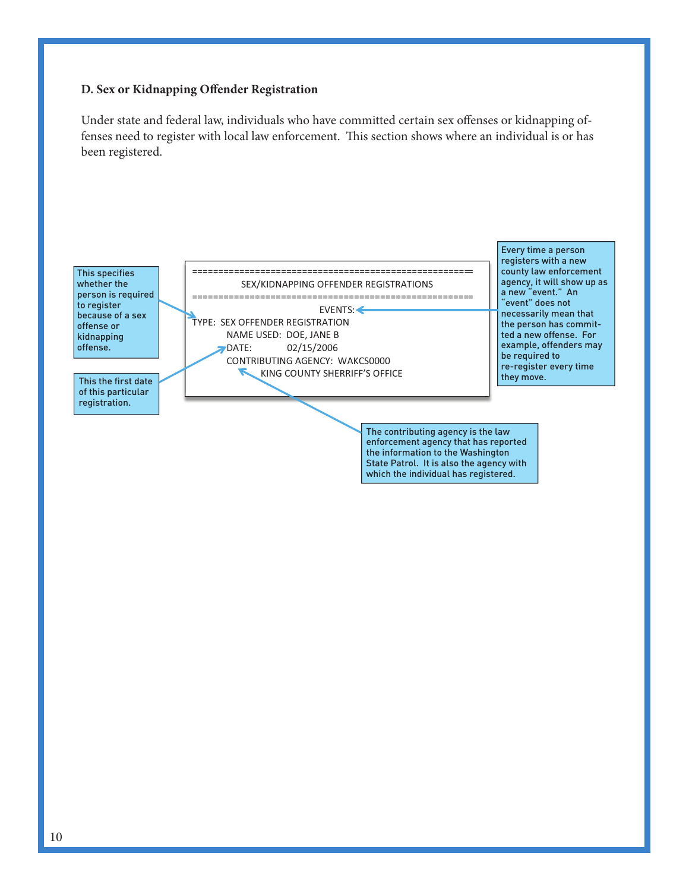### D. Sex or Kidnapping Offender Registration

Under state and federal law, individuals who have committed certain sex offenses or kidnapping offenses need to register with local law enforcement. This section shows where an individual is or has been registered.

```
=====================================================
          SEX/KIDNAPPING OFFENDER REGISTRATIONS
=====================================================
                                         EVENTS:
TYPE:  SEX OFFENDER REGISTRATION
          NAME USED:  DOE, JANE B
          DATE:            02/15/2006
          CONTRIBUTING AGENCY:  WAKCS0000
                    KING COUNTY SHERRIFF'S OFFICE
```

This specifies whether the person is required to register because of a sex offense or kidnapping offense.

This the first date of this particular registration.

Every time a person registers with a new county law enforcement agency, it will show up as a new "event." An "event" does not necessarily mean that the person has committed a new offense. For example, offenders may be required to re-register every time they move.

The contributing agency is the law enforcement agency that has reported the information to the Washington State Patrol. It is also the agency with which the individual has registered.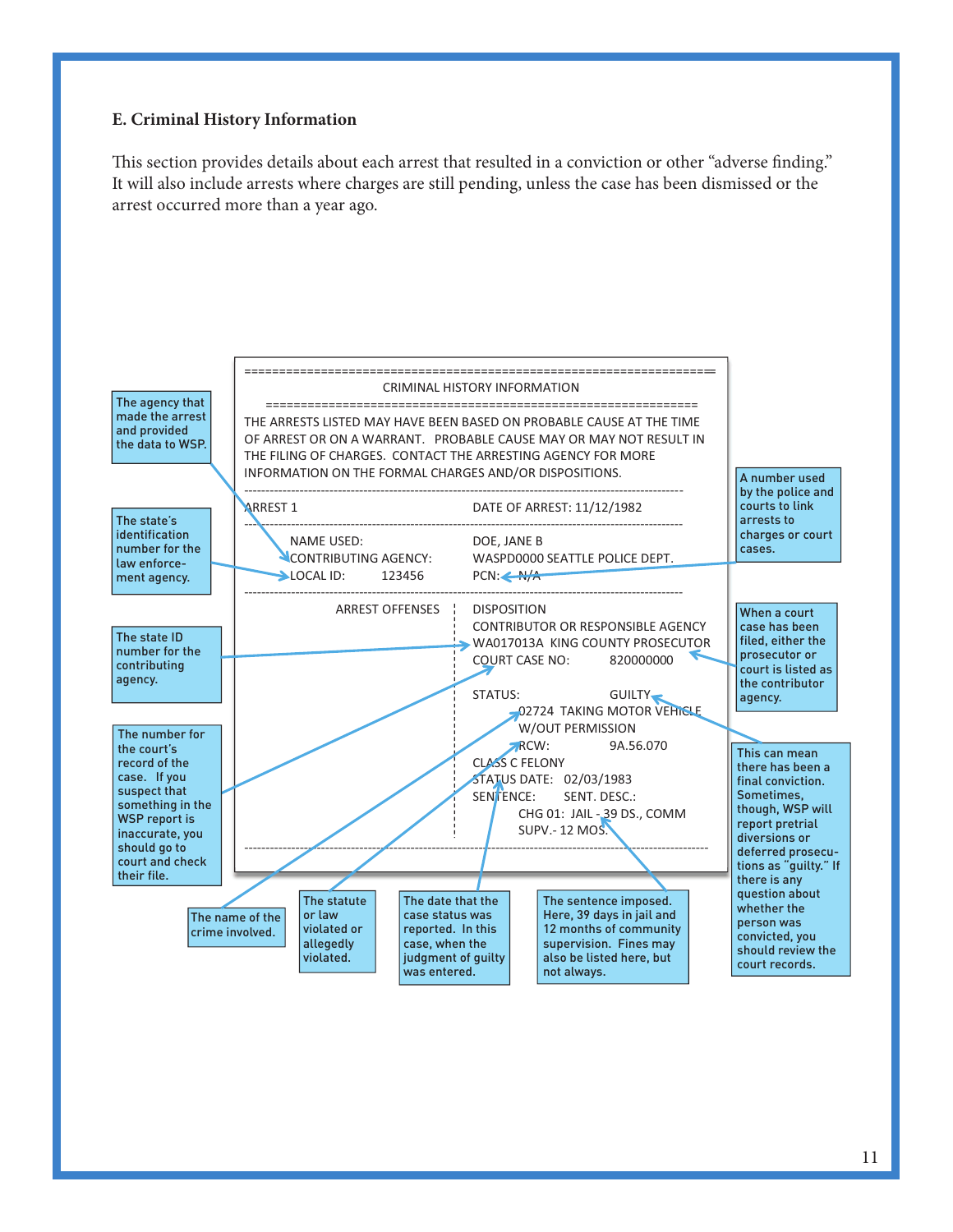### E. Criminal History Information

This section provides details about each arrest that resulted in a conviction or other "adverse finding." It will also include arrests where charges are still pending, unless the case has been dismissed or the arrest occurred more than a year ago.

```
=====================================================================
                     CRIMINAL HISTORY INFORMATION
        =============================================================
THE ARRESTS LISTED MAY HAVE BEEN BASED ON PROBABLE CAUSE AT THE TIME
OF ARREST OR ON A WARRANT.   PROBABLE CAUSE MAY OR MAY NOT RESULT IN
THE FILING OF CHARGES.  CONTACT THE ARRESTING AGENCY FOR MORE
INFORMATION ON THE FORMAL CHARGES AND/OR DISPOSITIONS.
---------------------------------------------------------------------
ARREST 1                        DATE OF ARREST: 11/12/1982
---------------------------------------------------------------------
    NAME USED:                  DOE, JANE B
    CONTRIBUTING AGENCY:        WASPD0000 SEATTLE POLICE DEPT.
    LOCAL ID:       123456      PCN:    N/A
---------------------------------------------------------------------
          ARREST OFFENSES  |  DISPOSITION
                           |  CONTRIBUTOR OR RESPONSIBLE AGENCY
                           |  WA017013A  KING COUNTY PROSECUTOR
                           |  COURT CASE NO:        820000000
                           |
                           |  STATUS:               GUILTY
                           |      02724  TAKING MOTOR VEHICLE
                           |      W/OUT PERMISSION
                           |      RCW:              9A.56.070
                           |  CLASS C FELONY
                           |  STATUS DATE:   02/03/1983
                           |  SENTENCE:      SENT. DESC.:
                           |      CHG 01:  JAIL - 39 DS., COMM
                           |      SUPV.- 12 MOS.
---------------------------------------------------------------------
```

Annotations:

- **Contributing Agency:** The agency that made the arrest and provided the data to WSP.
- **Local ID:** The state's identification number for the law enforcement agency.
- **PCN:** A number used by the police and courts to link arrests to charges or court cases.
- **Contributor or Responsible Agency (WA017013A):** The state ID number for the contributing agency.
- **King County Prosecutor:** When a court case has been filed, either the prosecutor or court is listed as the contributor agency.
- **Court Case No:** The number for the court's record of the case. If you suspect that something in the WSP report is inaccurate, you should go to court and check their file.
- **Status (Guilty):** This can mean there has been a final conviction. Sometimes, though, WSP will report pretrial diversions or deferred prosecutions as "guilty." If there is any question about whether the person was convicted, you should review the court records.
- **Offense (02724 Taking Motor Vehicle W/Out Permission):** The name of the crime involved.
- **RCW:** The statute or law violated or allegedly violated.
- **Status Date:** The date that the case status was reported. In this case, when the judgment of guilty was entered.
- **Sentence:** The sentence imposed. Here, 39 days in jail and 12 months of community supervision. Fines may also be listed here, but not always.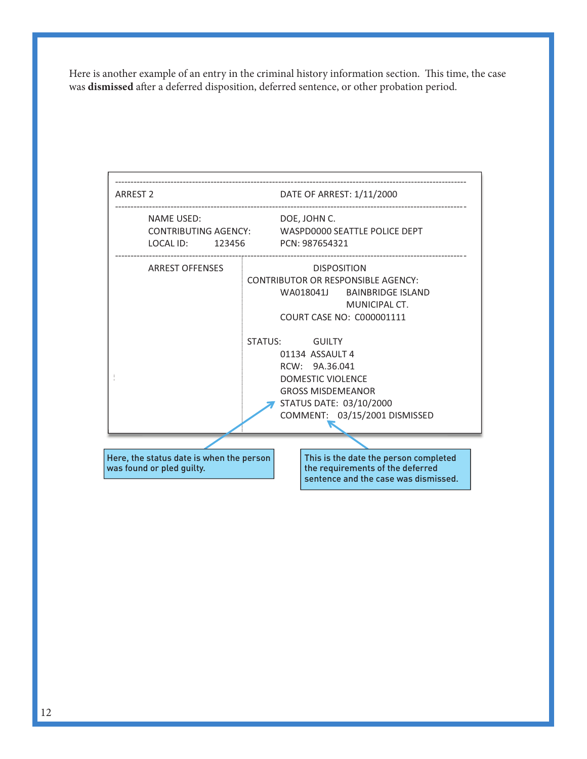Here is another example of an entry in the criminal history information section. This time, the case was **dismissed** after a deferred disposition, deferred sentence, or other probation period.

```
-----------------------------------------------------------------------------------------------------------
ARREST 2                                          DATE OF ARREST: 1/11/2000
-----------------------------------------------------------------------------------------------------------
        NAME USED:                                DOE, JOHN C.
        CONTRIBUTING AGENCY:                      WASPD0000 SEATTLE POLICE DEPT
        LOCAL ID:        123456                   PCN: 987654321
-----------------------------------------------------------------------------------------------------------
        ARREST OFFENSES      |               DISPOSITION
                             | CONTRIBUTOR OR RESPONSIBLE AGENCY:
                             |          WA018041J    BAINBRIDGE ISLAND
                             |                       MUNICIPAL CT.
                             |          COURT CASE NO:  C000001111
                             |
                             | STATUS:           GUILTY
                             |          01134  ASSAULT 4
                             |          RCW:   9A.36.041
                             |          DOMESTIC VIOLENCE
                             |          GROSS MISDEMEANOR
                             |          STATUS DATE:  03/10/2000
                             |          COMMENT:   03/15/2001 DISMISSED
```

Here, the status date is when the person was found or pled guilty.

This is the date the person completed the requirements of the deferred sentence and the case was dismissed.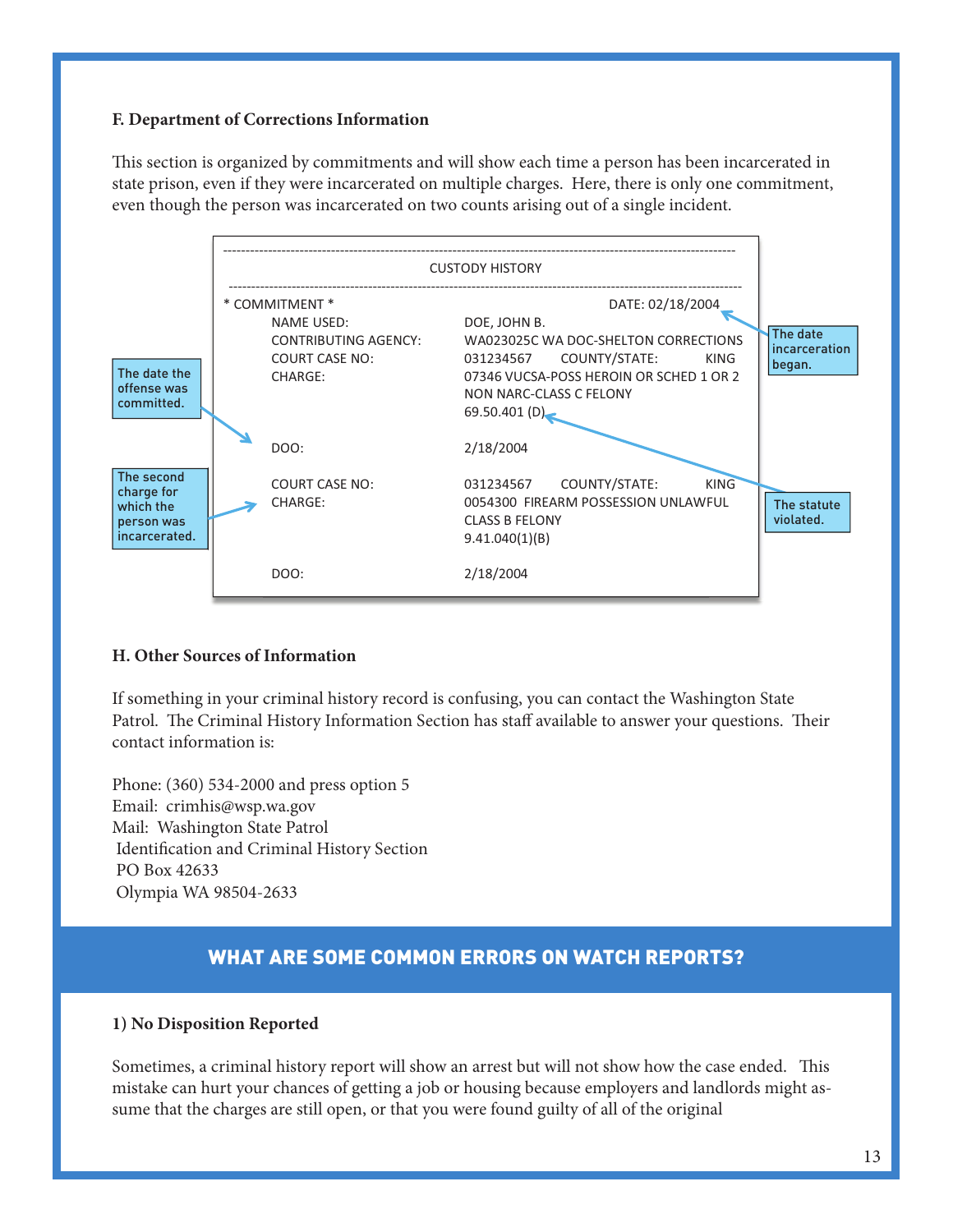**F. Department of Corrections Information**

This section is organized by commitments and will show each time a person has been incarcerated in state prison, even if they were incarcerated on multiple charges. Here, there is only one commitment, even though the person was incarcerated on two counts arising out of a single incident.

```
--------------------------------------------------------------------------------
                              CUSTODY HISTORY
--------------------------------------------------------------------------------
* COMMITMENT *                                         DATE: 02/18/2004
     NAME USED:                  DOE, JOHN B.
     CONTRIBUTING AGENCY:        WA023025C WA DOC-SHELTON CORRECTIONS
     COURT CASE NO:              031234567     COUNTY/STATE:        KING
     CHARGE:                     07346 VUCSA-POSS HEROIN OR SCHED 1 OR 2
                                 NON NARC-CLASS C FELONY
                                 69.50.401 (D)

     DOO:                        2/18/2004

     COURT CASE NO:              031234567     COUNTY/STATE:        KING
     CHARGE:                     0054300  FIREARM POSSESSION UNLAWFUL
                                 CLASS B FELONY
                                 9.41.040(1)(B)

     DOO:                        2/18/2004
```

Annotations:
- The date incarceration began. (DATE: 02/18/2004)
- The date the offense was committed. (DOO)
- The statute violated. (69.50.401 (D))
- The second charge for which the person was incarcerated.

**H. Other Sources of Information**

If something in your criminal history record is confusing, you can contact the Washington State Patrol. The Criminal History Information Section has staff available to answer your questions. Their contact information is:

Phone: (360) 534-2000 and press option 5
Email: crimhis@wsp.wa.gov
Mail: Washington State Patrol
Identification and Criminal History Section
PO Box 42633
Olympia WA 98504-2633

## WHAT ARE SOME COMMON ERRORS ON WATCH REPORTS?

**1) No Disposition Reported**

Sometimes, a criminal history report will show an arrest but will not show how the case ended. This mistake can hurt your chances of getting a job or housing because employers and landlords might assume that the charges are still open, or that you were found guilty of all of the original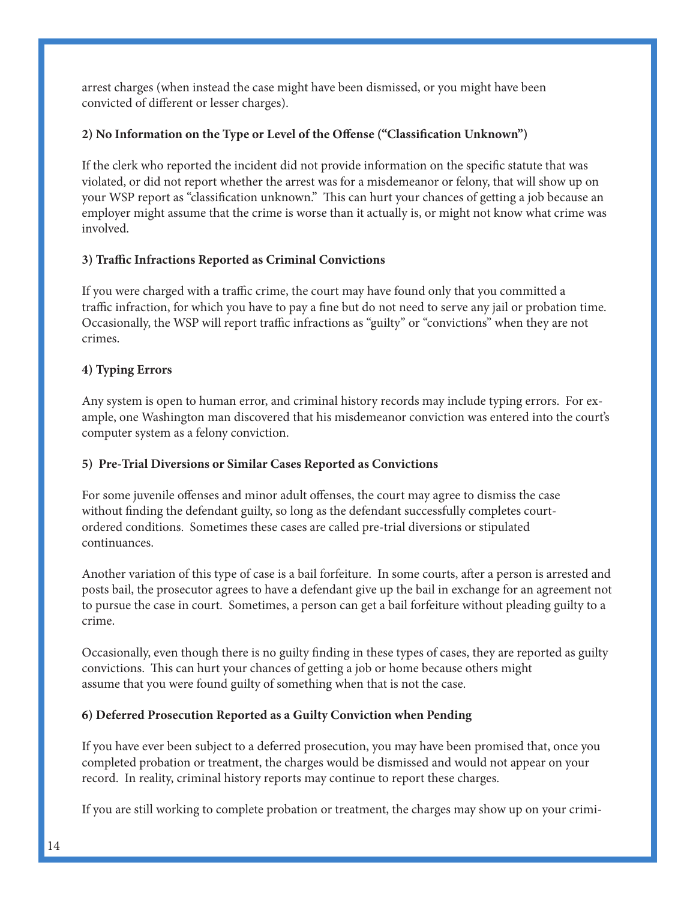arrest charges (when instead the case might have been dismissed, or you might have been convicted of different or lesser charges).

**2) No Information on the Type or Level of the Offense ("Classification Unknown")**

If the clerk who reported the incident did not provide information on the specific statute that was violated, or did not report whether the arrest was for a misdemeanor or felony, that will show up on your WSP report as "classification unknown." This can hurt your chances of getting a job because an employer might assume that the crime is worse than it actually is, or might not know what crime was involved.

**3) Traffic Infractions Reported as Criminal Convictions**

If you were charged with a traffic crime, the court may have found only that you committed a traffic infraction, for which you have to pay a fine but do not need to serve any jail or probation time. Occasionally, the WSP will report traffic infractions as "guilty" or "convictions" when they are not crimes.

**4) Typing Errors**

Any system is open to human error, and criminal history records may include typing errors. For example, one Washington man discovered that his misdemeanor conviction was entered into the court's computer system as a felony conviction.

**5) Pre-Trial Diversions or Similar Cases Reported as Convictions**

For some juvenile offenses and minor adult offenses, the court may agree to dismiss the case without finding the defendant guilty, so long as the defendant successfully completes court-ordered conditions. Sometimes these cases are called pre-trial diversions or stipulated continuances.

Another variation of this type of case is a bail forfeiture. In some courts, after a person is arrested and posts bail, the prosecutor agrees to have a defendant give up the bail in exchange for an agreement not to pursue the case in court. Sometimes, a person can get a bail forfeiture without pleading guilty to a crime.

Occasionally, even though there is no guilty finding in these types of cases, they are reported as guilty convictions. This can hurt your chances of getting a job or home because others might assume that you were found guilty of something when that is not the case.

**6) Deferred Prosecution Reported as a Guilty Conviction when Pending**

If you have ever been subject to a deferred prosecution, you may have been promised that, once you completed probation or treatment, the charges would be dismissed and would not appear on your record. In reality, criminal history reports may continue to report these charges.

If you are still working to complete probation or treatment, the charges may show up on your crimi-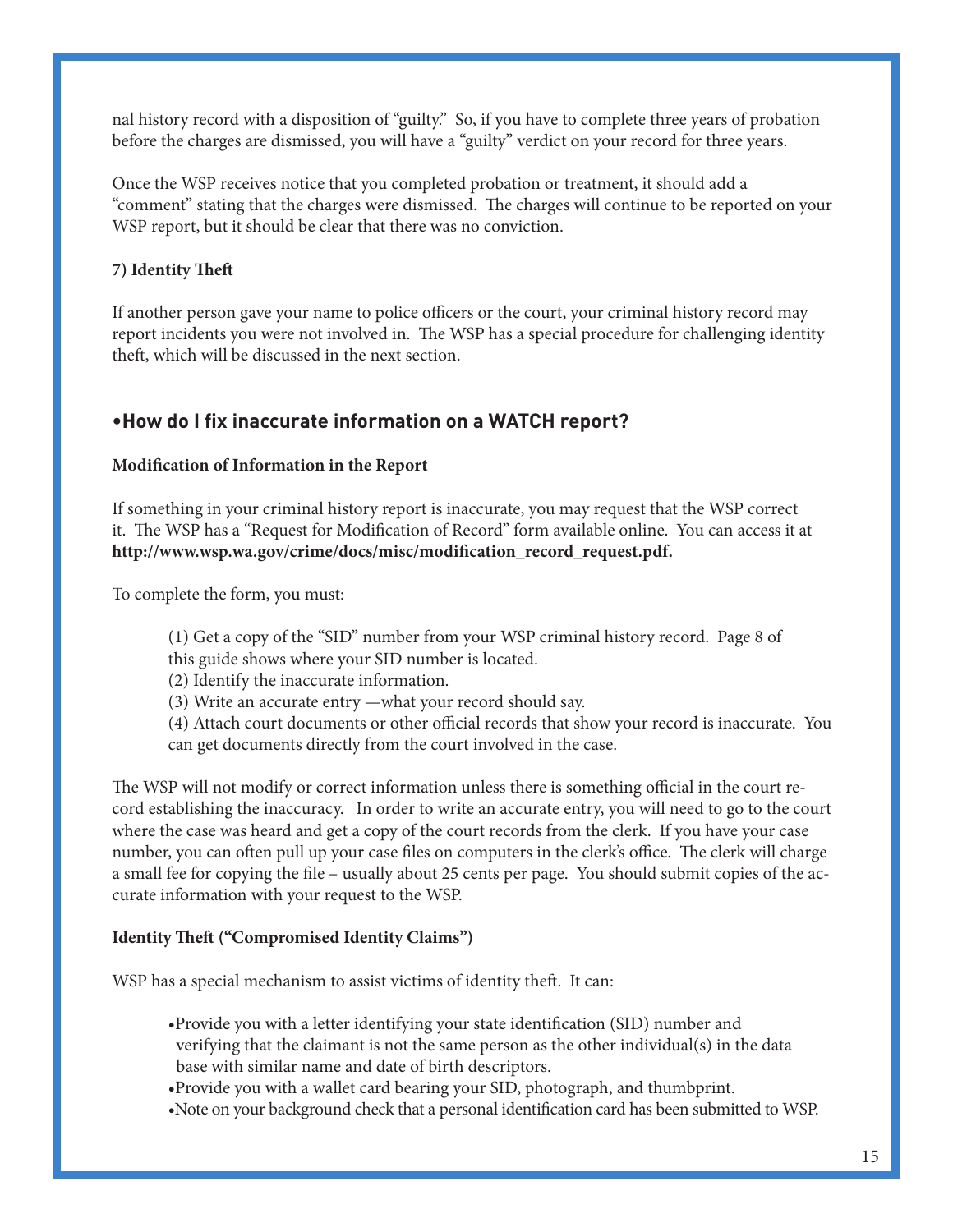nal history record with a disposition of "guilty." So, if you have to complete three years of probation before the charges are dismissed, you will have a "guilty" verdict on your record for three years.

Once the WSP receives notice that you completed probation or treatment, it should add a "comment" stating that the charges were dismissed. The charges will continue to be reported on your WSP report, but it should be clear that there was no conviction.

**7) Identity Theft**

If another person gave your name to police officers or the court, your criminal history record may report incidents you were not involved in. The WSP has a special procedure for challenging identity theft, which will be discussed in the next section.

## •How do I fix inaccurate information on a WATCH report?

**Modification of Information in the Report**

If something in your criminal history report is inaccurate, you may request that the WSP correct it. The WSP has a "Request for Modification of Record" form available online. You can access it at **http://www.wsp.wa.gov/crime/docs/misc/modification_record_request.pdf.**

To complete the form, you must:

(1) Get a copy of the "SID" number from your WSP criminal history record. Page 8 of this guide shows where your SID number is located.
(2) Identify the inaccurate information.
(3) Write an accurate entry —what your record should say.
(4) Attach court documents or other official records that show your record is inaccurate. You can get documents directly from the court involved in the case.

The WSP will not modify or correct information unless there is something official in the court record establishing the inaccuracy. In order to write an accurate entry, you will need to go to the court where the case was heard and get a copy of the court records from the clerk. If you have your case number, you can often pull up your case files on computers in the clerk's office. The clerk will charge a small fee for copying the file – usually about 25 cents per page. You should submit copies of the accurate information with your request to the WSP.

**Identity Theft ("Compromised Identity Claims")**

WSP has a special mechanism to assist victims of identity theft. It can:

- Provide you with a letter identifying your state identification (SID) number and verifying that the claimant is not the same person as the other individual(s) in the data base with similar name and date of birth descriptors.
- Provide you with a wallet card bearing your SID, photograph, and thumbprint.
- Note on your background check that a personal identification card has been submitted to WSP.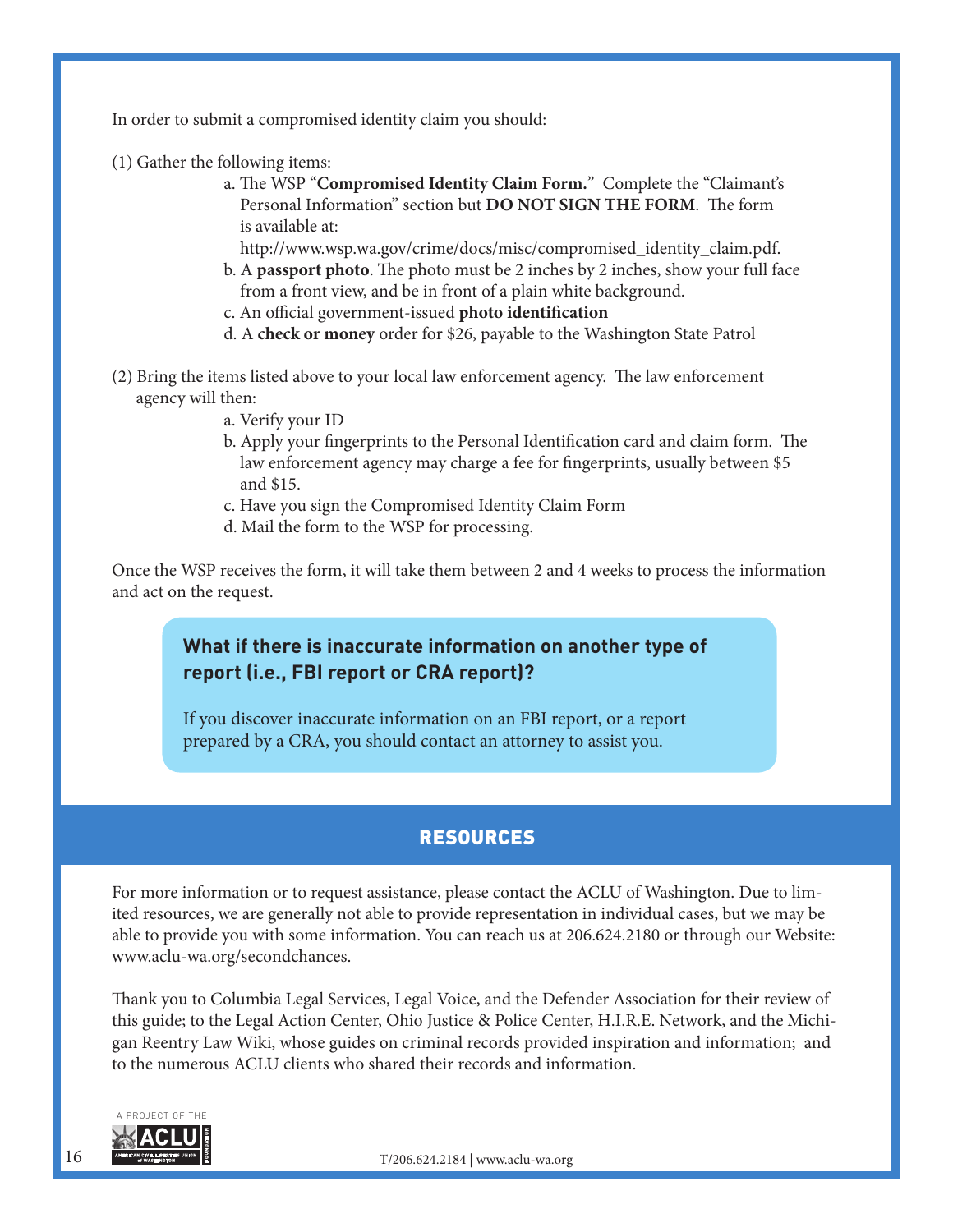In order to submit a compromised identity claim you should:

(1) Gather the following items:

a. The WSP "**Compromised Identity Claim Form.**" Complete the "Claimant's Personal Information" section but **DO NOT SIGN THE FORM**. The form is available at: http://www.wsp.wa.gov/crime/docs/misc/compromised_identity_claim.pdf.

b. A **passport photo**. The photo must be 2 inches by 2 inches, show your full face from a front view, and be in front of a plain white background.

c. An official government-issued **photo identification**

d. A **check or money** order for $26, payable to the Washington State Patrol

(2) Bring the items listed above to your local law enforcement agency. The law enforcement agency will then:

a. Verify your ID

b. Apply your fingerprints to the Personal Identification card and claim form. The law enforcement agency may charge a fee for fingerprints, usually between $5 and $15.

c. Have you sign the Compromised Identity Claim Form

d. Mail the form to the WSP for processing.

Once the WSP receives the form, it will take them between 2 and 4 weeks to process the information and act on the request.

### What if there is inaccurate information on another type of report (i.e., FBI report or CRA report)?

If you discover inaccurate information on an FBI report, or a report prepared by a CRA, you should contact an attorney to assist you.

## RESOURCES

For more information or to request assistance, please contact the ACLU of Washington. Due to limited resources, we are generally not able to provide representation in individual cases, but we may be able to provide you with some information. You can reach us at 206.624.2180 or through our Website: www.aclu-wa.org/secondchances.

Thank you to Columbia Legal Services, Legal Voice, and the Defender Association for their review of this guide; to the Legal Action Center, Ohio Justice & Police Center, H.I.R.E. Network, and the Michigan Reentry Law Wiki, whose guides on criminal records provided inspiration and information; and to the numerous ACLU clients who shared their records and information.

A PROJECT OF THE ACLU American Civil Liberties Union of Washington Foundation

T/206.624.2184 | www.aclu-wa.org